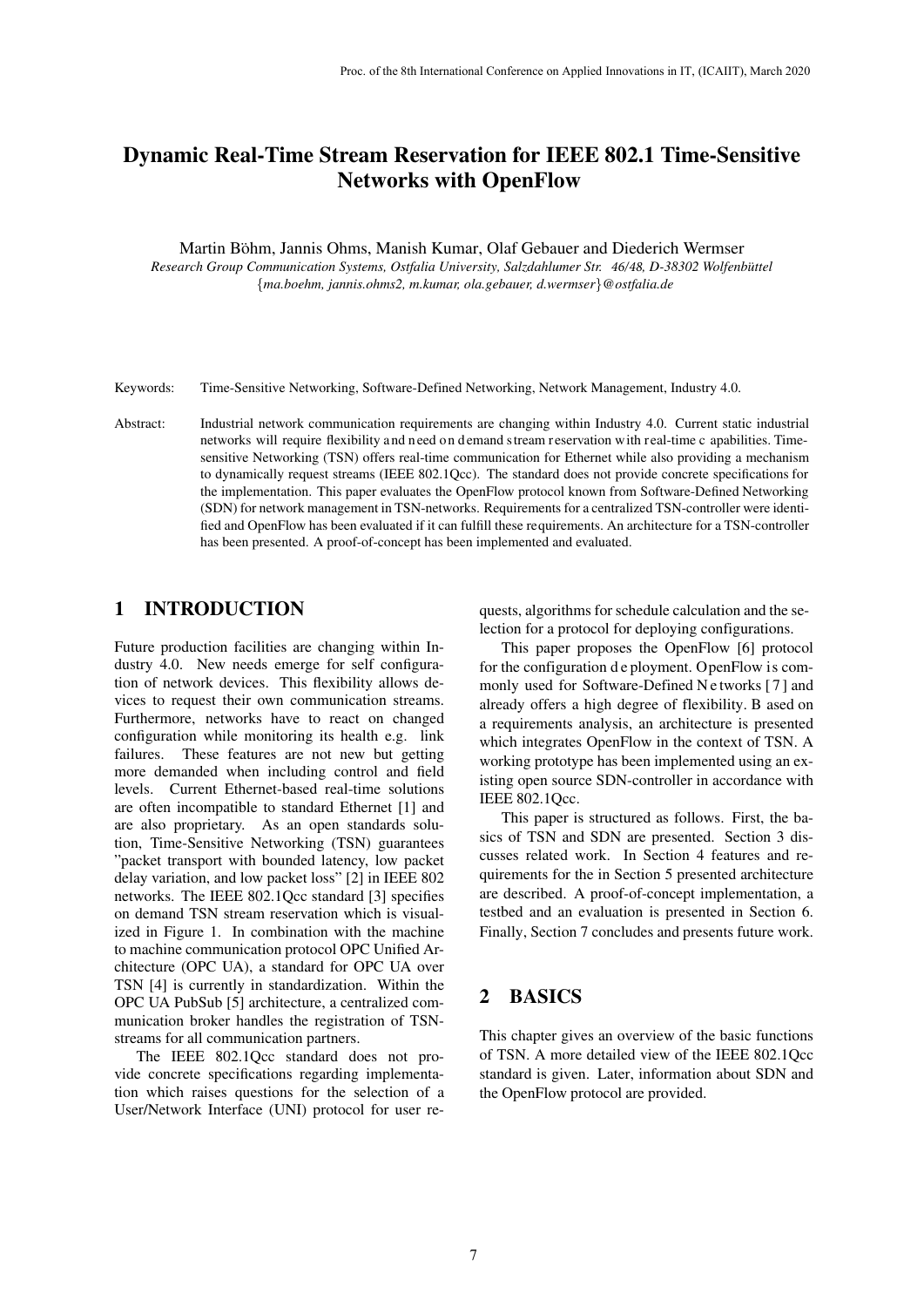# Dynamic Real-Time Stream Reservation for IEEE 802.1 Time-Sensitive Networks with OpenFlow

Martin Böhm, Jannis Ohms, Manish Kumar, Olaf Gebauer and Diederich Wermser

*Research Group Communication Systems, Ostfalia University, Salzdahlumer Str. 46/48, D-38302 Wolfenbüttel*

*{ma.boehm, jannis.ohms2, m.kumar, ola.gebauer, d.wermser}@ostfalia.de*

Keywords: Time-Sensitive Networking, Software-Defined Networking, Network Management, Industry 4.0.

Abstract: Industrial network communication requirements are changing within Industry 4.0. Current static industrial networks will require flexibility and need on demand stream reservation with real-time capabilities. Time-sensitive Networking (TSN) offers real-time communication for Ethernet while also providing a mechanism to dynamically request streams (IEEE 802.1Qcc). The standard does not provide concrete specifications for the implementation. This paper evaluates the OpenFlow protocol known from Software-Defined Networking (SDN) for network management in TSN-networks. Requirements for a centralized TSN-controller were identified and OpenFlow has been evaluated if it can fulfill these requirements. An architecture for a TSN-controller has been presented. A proof-of-concept has been implemented and evaluated.

## 1 INTRODUCTION

Future production facilities are changing within Industry 4.0. New needs emerge for self configuration of network devices. This flexibility allows devices to request their own communication streams. Furthermore, networks have to react on changed configuration while monitoring its health e.g. link failures. These features are not new but getting more demanded when including control and field levels. Current Ethernet-based real-time solutions are often incompatible to standard Ethernet [1] and are also proprietary. As an open standards solution, Time-Sensitive Networking (TSN) guarantees "packet transport with bounded latency, low packet delay variation, and low packet loss" [2] in IEEE 802 networks. The IEEE 802.1Qcc standard [3] specifies on demand TSN stream reservation which is visualized in Figure 1. In combination with the machine to machine communication protocol OPC Unified Architecture (OPC UA), a standard for OPC UA over TSN [4] is currently in standardization. Within the OPC UA PubSub [5] architecture, a centralized communication broker handles the registration of TSN-streams for all communication partners.

The IEEE 802.1Qcc standard does not provide concrete specifications regarding implementation which raises questions for the selection of a User/Network Interface (UNI) protocol for user requests, algorithms for schedule calculation and the selection for a protocol for deploying configurations.

This paper proposes the OpenFlow [6] protocol for the configuration deployment. OpenFlow is commonly used for Software-Defined Networks [7] and already offers a high degree of flexibility. Based on a requirements analysis, an architecture is presented which integrates OpenFlow in the context of TSN. A working prototype has been implemented using an existing open source SDN-controller in accordance with IEEE 802.1Qcc.

This paper is structured as follows. First, the basics of TSN and SDN are presented. Section 3 discusses related work. In Section 4 features and requirements for the in Section 5 presented architecture are described. A proof-of-concept implementation, a testbed and an evaluation is presented in Section 6. Finally, Section 7 concludes and presents future work.

## 2 BASICS

This chapter gives an overview of the basic functions of TSN. A more detailed view of the IEEE 802.1Qcc standard is given. Later, information about SDN and the OpenFlow protocol are provided.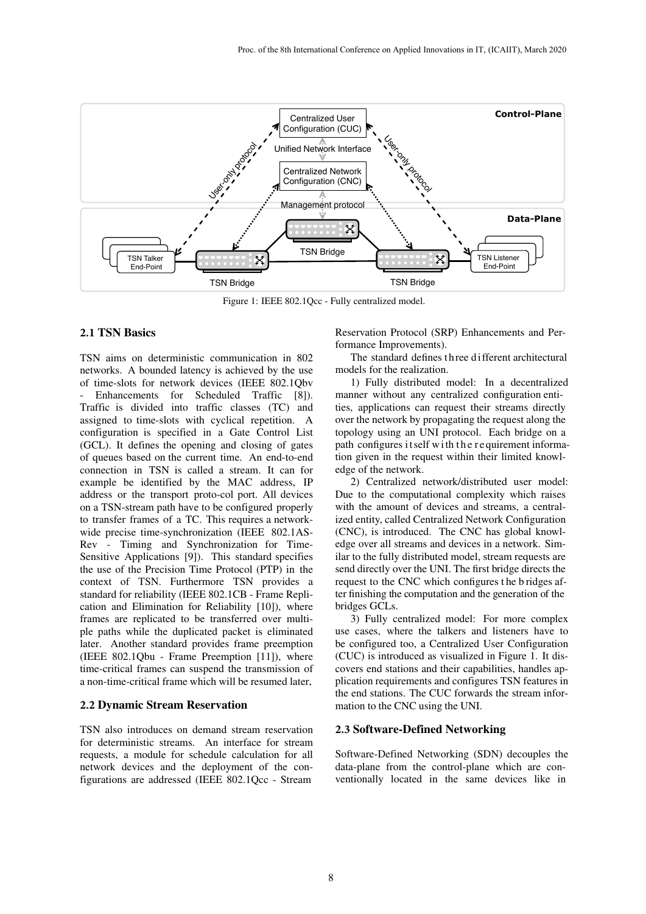Figure 1: IEEE 802.1Qcc - Fully centralized model.

### 2.1 TSN Basics

TSN aims on deterministic communication in 802 networks. A bounded latency is achieved by the use of time-slots for network devices (IEEE 802.1Qbv - Enhancements for Scheduled Traffic [8]). Traffic is divided into traffic classes (TC) and assigned to time-slots with cyclical repetition. A configuration is specified in a Gate Control List (GCL). It defines the opening and closing of gates of queues based on the current time. An end-to-end connection in TSN is called a stream. It can for example be identified by the MAC address, IP address or the transport proto-col port. All devices on a TSN-stream path have to be configured properly to transfer frames of a TC. This requires a network-wide precise time-synchronization (IEEE 802.1AS-Rev - Timing and Synchronization for Time-Sensitive Applications [9]). This standard specifies the use of the Precision Time Protocol (PTP) in the context of TSN. Furthermore TSN provides a standard for reliability (IEEE 802.1CB - Frame Replication and Elimination for Reliability [10]), where frames are replicated to be transferred over multiple paths while the duplicated packet is eliminated later. Another standard provides frame preemption (IEEE 802.1Qbu - Frame Preemption [11]), where time-critical frames can suspend the transmission of a non-time-critical frame which will be resumed later.

### 2.2 Dynamic Stream Reservation

TSN also introduces on demand stream reservation for deterministic streams. An interface for stream requests, a module for schedule calculation for all network devices and the deployment of the configurations are addressed (IEEE 802.1Qcc - Stream Reservation Protocol (SRP) Enhancements and Performance Improvements).

The standard defines three different architectural models for the realization.

1) Fully distributed model: In a decentralized manner without any centralized configuration entities, applications can request their streams directly over the network by propagating the request along the topology using an UNI protocol. Each bridge on a path configures itself with the requirement information given in the request within their limited knowledge of the network.

2) Centralized network/distributed user model: Due to the computational complexity which raises with the amount of devices and streams, a centralized entity, called Centralized Network Configuration (CNC), is introduced. The CNC has global knowledge over all streams and devices in a network. Similar to the fully distributed model, stream requests are send directly over the UNI. The first bridge directs the request to the CNC which configures the bridges after finishing the computation and the generation of the bridges GCLs.

3) Fully centralized model: For more complex use cases, where the talkers and listeners have to be configured too, a Centralized User Configuration (CUC) is introduced as visualized in Figure 1. It discovers end stations and their capabilities, handles application requirements and configures TSN features in the end stations. The CUC forwards the stream information to the CNC using the UNI.

### 2.3 Software-Defined Networking

Software-Defined Networking (SDN) decouples the data-plane from the control-plane which are conventionally located in the same devices like in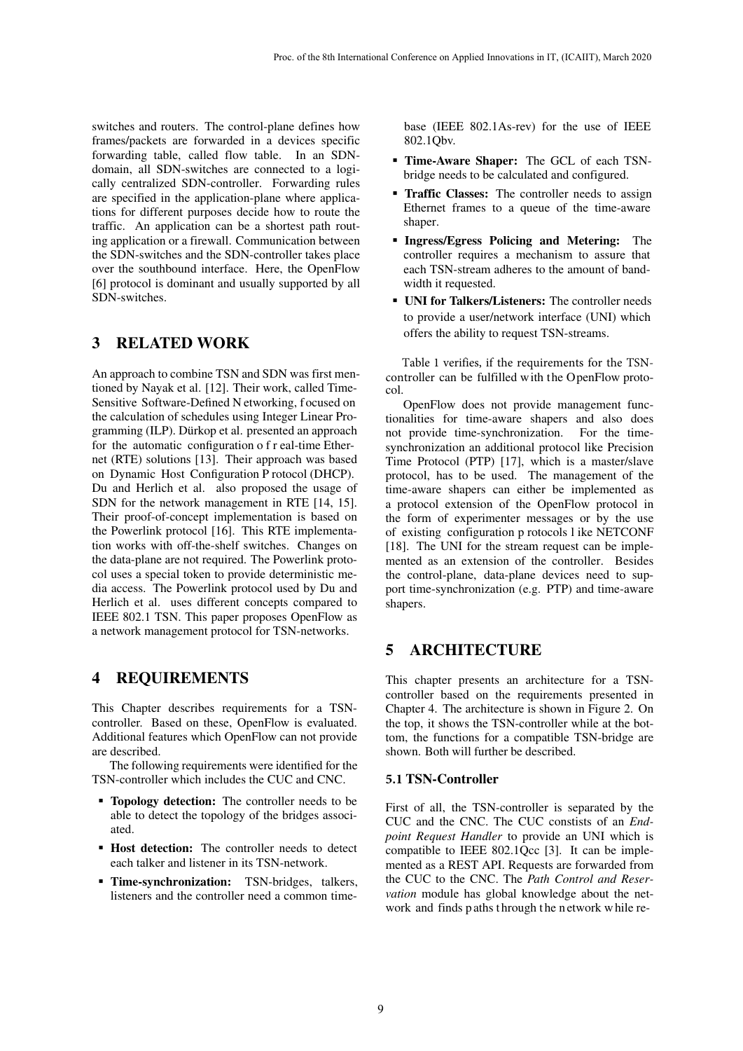switches and routers. The control-plane defines how frames/packets are forwarded in a devices specific forwarding table, called flow table. In an SDN-domain, all SDN-switches are connected to a logically centralized SDN-controller. Forwarding rules are specified in the application-plane where applications for different purposes decide how to route the traffic. An application can be a shortest path routing application or a firewall. Communication between the SDN-switches and the SDN-controller takes place over the southbound interface. Here, the OpenFlow [6] protocol is dominant and usually supported by all SDN-switches.

## 3 RELATED WORK

An approach to combine TSN and SDN was first mentioned by Nayak et al. [12]. Their work, called Time-Sensitive Software-Defined Networking, focused on the calculation of schedules using Integer Linear Programming (ILP). Dürkop et al. presented an approach for the automatic configuration of real-time Ethernet (RTE) solutions [13]. Their approach was based on Dynamic Host Configuration Protocol (DHCP). Du and Herlich et al. also proposed the usage of SDN for the network management in RTE [14, 15]. Their proof-of-concept implementation is based on the Powerlink protocol [16]. This RTE implementation works with off-the-shelf switches. Changes on the data-plane are not required. The Powerlink protocol uses a special token to provide deterministic media access. The Powerlink protocol used by Du and Herlich et al. uses different concepts compared to IEEE 802.1 TSN. This paper proposes OpenFlow as a network management protocol for TSN-networks.

## 4 REQUIREMENTS

This Chapter describes requirements for a TSN-controller. Based on these, OpenFlow is evaluated. Additional features which OpenFlow can not provide are described.

The following requirements were identified for the TSN-controller which includes the CUC and CNC.

- **Topology detection:** The controller needs to be able to detect the topology of the bridges associated.
- **Host detection:** The controller needs to detect each talker and listener in its TSN-network.
- **Time-synchronization:** TSN-bridges, talkers, listeners and the controller need a common timebase (IEEE 802.1As-rev) for the use of IEEE 802.1Qbv.
- **Time-Aware Shaper:** The GCL of each TSN-bridge needs to be calculated and configured.
- **Traffic Classes:** The controller needs to assign Ethernet frames to a queue of the time-aware shaper.
- **Ingress/Egress Policing and Metering:** The controller requires a mechanism to assure that each TSN-stream adheres to the amount of bandwidth it requested.
- **UNI for Talkers/Listeners:** The controller needs to provide a user/network interface (UNI) which offers the ability to request TSN-streams.

Table 1 verifies, if the requirements for the TSN-controller can be fulfilled with the OpenFlow protocol.

OpenFlow does not provide management functionalities for time-aware shapers and also does not provide time-synchronization. For the time-synchronization an additional protocol like Precision Time Protocol (PTP) [17], which is a master/slave protocol, has to be used. The management of the time-aware shapers can either be implemented as a protocol extension of the OpenFlow protocol in the form of experimenter messages or by the use of existing configuration protocols like NETCONF [18]. The UNI for the stream request can be implemented as an extension of the controller. Besides the control-plane, data-plane devices need to support time-synchronization (e.g. PTP) and time-aware shapers.

## 5 ARCHITECTURE

This chapter presents an architecture for a TSN-controller based on the requirements presented in Chapter 4. The architecture is shown in Figure 2. On the top, it shows the TSN-controller while at the bottom, the functions for a compatible TSN-bridge are shown. Both will further be described.

### 5.1 TSN-Controller

First of all, the TSN-controller is separated by the CUC and the CNC. The CUC constists of an *Endpoint Request Handler* to provide an UNI which is compatible to IEEE 802.1Qcc [3]. It can be implemented as a REST API. Requests are forwarded from the CUC to the CNC. The *Path Control and Reservation* module has global knowledge about the network and finds paths through the network while re-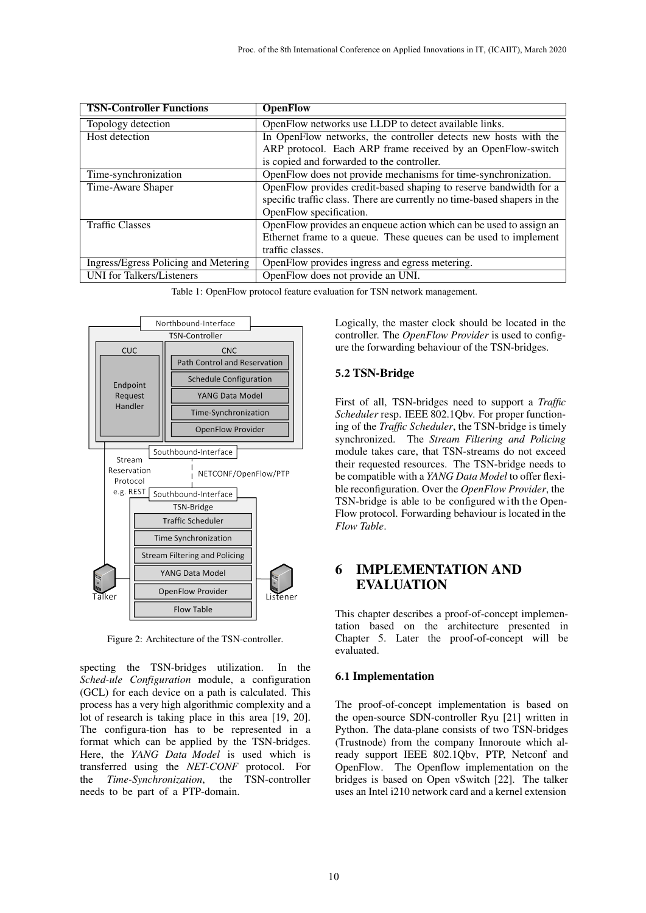| TSN-Controller Functions | OpenFlow |
|---|---|
| Topology detection | OpenFlow networks use LLDP to detect available links. |
| Host detection | In OpenFlow networks, the controller detects new hosts with the ARP protocol. Each ARP frame received by an OpenFlow-switch is copied and forwarded to the controller. |
| Time-synchronization | OpenFlow does not provide mechanisms for time-synchronization. |
| Time-Aware Shaper | OpenFlow provides credit-based shaping to reserve bandwidth for a specific traffic class. There are currently no time-based shapers in the OpenFlow specification. |
| Traffic Classes | OpenFlow provides an enqueue action which can be used to assign an Ethernet frame to a queue. These queues can be used to implement traffic classes. |
| Ingress/Egress Policing and Metering | OpenFlow provides ingress and egress metering. |
| UNI for Talkers/Listeners | OpenFlow does not provide an UNI. |

Table 1: OpenFlow protocol feature evaluation for TSN network management.

Figure 2: Architecture of the TSN-controller.

specting the TSN-bridges utilization. In the *Sched-ule Configuration* module, a configuration (GCL) for each device on a path is calculated. This process has a very high algorithmic complexity and a lot of research is taking place in this area [19, 20]. The configura-tion has to be represented in a format which can be applied by the TSN-bridges. Here, the *YANG Data Model* is used which is transferred using the *NET-CONF* protocol. For the *Time-Synchronization*, the TSN-controller needs to be part of a PTP-domain.

Logically, the master clock should be located in the controller. The *OpenFlow Provider* is used to configure the forwarding behaviour of the TSN-bridges.

### 5.2 TSN-Bridge

First of all, TSN-bridges need to support a *Traffic Scheduler* resp. IEEE 802.1Qbv. For proper functioning of the *Traffic Scheduler*, the TSN-bridge is timely synchronized. The *Stream Filtering and Policing* module takes care, that TSN-streams do not exceed their requested resources. The TSN-bridge needs to be compatible with a *YANG Data Model* to offer flexible reconfiguration. Over the *OpenFlow Provider*, the TSN-bridge is able to be configured with the OpenFlow protocol. Forwarding behaviour is located in the *Flow Table*.

## 6 IMPLEMENTATION AND EVALUATION

This chapter describes a proof-of-concept implementation based on the architecture presented in Chapter 5. Later the proof-of-concept will be evaluated.

### 6.1 Implementation

The proof-of-concept implementation is based on the open-source SDN-controller Ryu [21] written in Python. The data-plane consists of two TSN-bridges (Trustnode) from the company Innoroute which already support IEEE 802.1Qbv, PTP, Netconf and OpenFlow. The Openflow implementation on the bridges is based on Open vSwitch [22]. The talker uses an Intel i210 network card and a kernel extension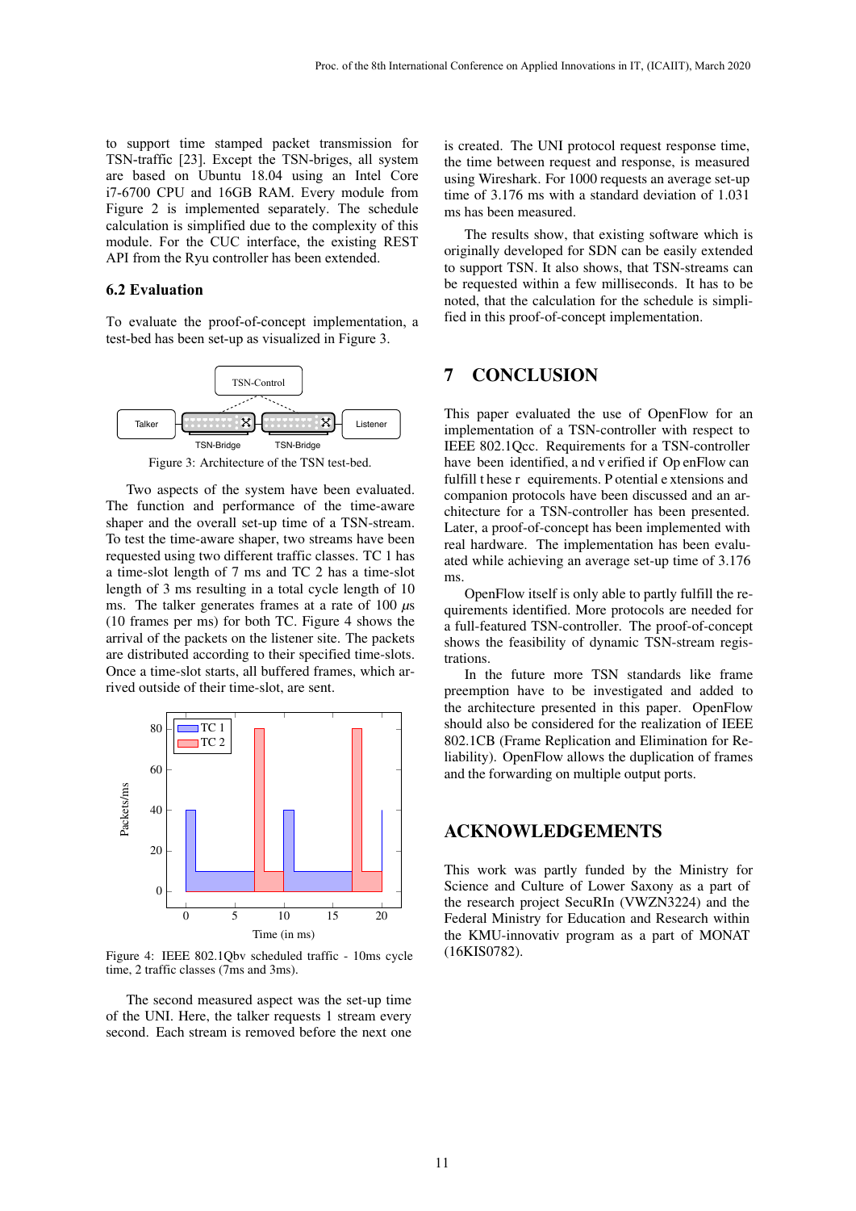to support time stamped packet transmission for TSN-traffic [23]. Except the TSN-briges, all system are based on Ubuntu 18.04 using an Intel Core i7-6700 CPU and 16GB RAM. Every module from Figure 2 is implemented separately. The schedule calculation is simplified due to the complexity of this module. For the CUC interface, the existing REST API from the Ryu controller has been extended.

### 6.2 Evaluation

To evaluate the proof-of-concept implementation, a test-bed has been set-up as visualized in Figure 3.

Figure 3: Architecture of the TSN test-bed.

Two aspects of the system have been evaluated. The function and performance of the time-aware shaper and the overall set-up time of a TSN-stream. To test the time-aware shaper, two streams have been requested using two different traffic classes. TC 1 has a time-slot length of 7 ms and TC 2 has a time-slot length of 3 ms resulting in a total cycle length of 10 ms. The talker generates frames at a rate of 100 $\mu$s (10 frames per ms) for both TC. Figure 4 shows the arrival of the packets on the listener site. The packets are distributed according to their specified time-slots. Once a time-slot starts, all buffered frames, which arrived outside of their time-slot, are sent.

Figure 4: IEEE 802.1Qbv scheduled traffic - 10ms cycle time, 2 traffic classes (7ms and 3ms).

The second measured aspect was the set-up time of the UNI. Here, the talker requests 1 stream every second. Each stream is removed before the next one is created. The UNI protocol request response time, the time between request and response, is measured using Wireshark. For 1000 requests an average set-up time of 3.176 ms with a standard deviation of 1.031 ms has been measured.

The results show, that existing software which is originally developed for SDN can be easily extended to support TSN. It also shows, that TSN-streams can be requested within a few milliseconds. It has to be noted, that the calculation for the schedule is simplified in this proof-of-concept implementation.

## 7 CONCLUSION

This paper evaluated the use of OpenFlow for an implementation of a TSN-controller with respect to IEEE 802.1Qcc. Requirements for a TSN-controller have been identified, and verified if OpenFlow can fulfill these requirements. Potential extensions and companion protocols have been discussed and an architecture for a TSN-controller has been presented. Later, a proof-of-concept has been implemented with real hardware. The implementation has been evaluated while achieving an average set-up time of 3.176 ms.

OpenFlow itself is only able to partly fulfill the requirements identified. More protocols are needed for a full-featured TSN-controller. The proof-of-concept shows the feasibility of dynamic TSN-stream registrations.

In the future more TSN standards like frame preemption have to be investigated and added to the architecture presented in this paper. OpenFlow should also be considered for the realization of IEEE 802.1CB (Frame Replication and Elimination for Reliability). OpenFlow allows the duplication of frames and the forwarding on multiple output ports.

## ACKNOWLEDGEMENTS

This work was partly funded by the Ministry for Science and Culture of Lower Saxony as a part of the research project SecuRIn (VWZN3224) and the Federal Ministry for Education and Research within the KMU-innovativ program as a part of MONAT (16KIS0782).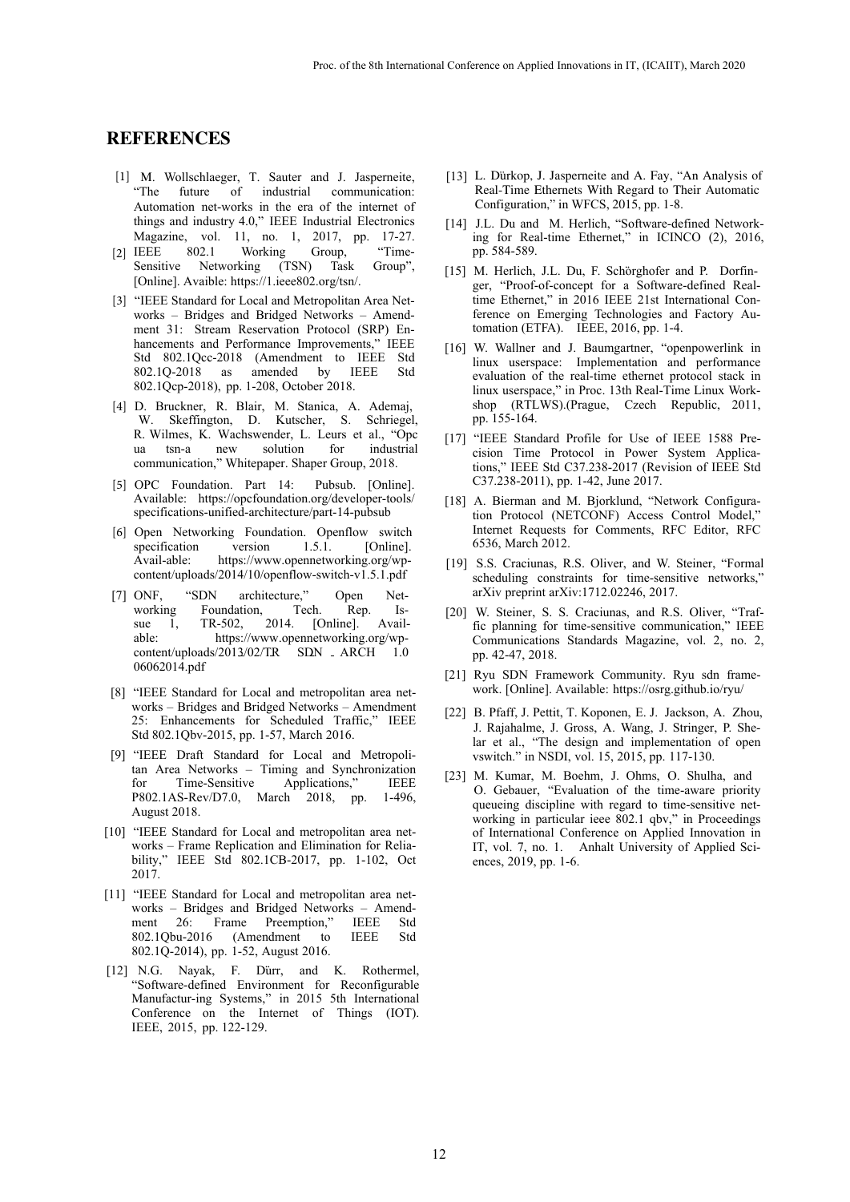## REFERENCES

[1] M. Wollschlaeger, T. Sauter and J. Jasperneite, "The future of industrial communication: Automation net-works in the era of the internet of things and industry 4.0," IEEE Industrial Electronics Magazine, vol. 11, no. 1, 2017, pp. 17-27.

[2] IEEE 802.1 Working Group, "Time-Sensitive Networking (TSN) Task Group", [Online]. Avaible: https://1.ieee802.org/tsn/.

[3] "IEEE Standard for Local and Metropolitan Area Networks – Bridges and Bridged Networks – Amendment 31: Stream Reservation Protocol (SRP) Enhancements and Performance Improvements," IEEE Std 802.1Qcc-2018 (Amendment to IEEE Std 802.1Q-2018 as amended by IEEE Std 802.1Qcp-2018), pp. 1-208, October 2018.

[4] D. Bruckner, R. Blair, M. Stanica, A. Ademaj, W. Skeffington, D. Kutscher, S. Schriegel, R. Wilmes, K. Wachswender, L. Leurs et al., "Opc ua tsn-a new solution for industrial communication," Whitepaper. Shaper Group, 2018.

[5] OPC Foundation. Part 14: Pubsub. [Online]. Available: https://opcfoundation.org/developer-tools/specifications-unified-architecture/part-14-pubsub

[6] Open Networking Foundation. Openflow switch specification version 1.5.1. [Online]. Avail-able: https://www.opennetworking.org/wp-content/uploads/2014/10/openflow-switch-v1.5.1.pdf

[7] ONF, "SDN architecture," Open Networking Foundation, Tech. Rep. Issue 1, TR-502, 2014. [Online]. Available: https://www.opennetworking.org/wp-content/uploads/2013/02/TR SDN ARCH 1.0 06062014.pdf

[8] "IEEE Standard for Local and metropolitan area networks – Bridges and Bridged Networks – Amendment 25: Enhancements for Scheduled Traffic," IEEE Std 802.1Qbv-2015, pp. 1-57, March 2016.

[9] "IEEE Draft Standard for Local and Metropolitan Area Networks – Timing and Synchronization for Time-Sensitive Applications," IEEE P802.1AS-Rev/D7.0, March 2018, pp. 1-496, August 2018.

[10] "IEEE Standard for Local and metropolitan area networks – Frame Replication and Elimination for Reliability," IEEE Std 802.1CB-2017, pp. 1-102, Oct 2017.

[11] "IEEE Standard for Local and metropolitan area networks – Bridges and Bridged Networks – Amendment 26: Frame Preemption," IEEE Std 802.1Qbu-2016 (Amendment to IEEE Std 802.1Q-2014), pp. 1-52, August 2016.

[12] N.G. Nayak, F. Dürr, and K. Rothermel, "Software-defined Environment for Reconfigurable Manufactur-ing Systems," in 2015 5th International Conference on the Internet of Things (IOT). IEEE, 2015, pp. 122-129.

[13] L. Dürkop, J. Jasperneite and A. Fay, "An Analysis of Real-Time Ethernets With Regard to Their Automatic Configuration," in WFCS, 2015, pp. 1-8.

[14] J.L. Du and M. Herlich, "Software-defined Networking for Real-time Ethernet," in ICINCO (2), 2016, pp. 584-589.

[15] M. Herlich, J.L. Du, F. Schörghofer and P. Dorfinger, "Proof-of-concept for a Software-defined Real-time Ethernet," in 2016 IEEE 21st International Conference on Emerging Technologies and Factory Automation (ETFA). IEEE, 2016, pp. 1-4.

[16] W. Wallner and J. Baumgartner, "openpowerlink in linux userspace: Implementation and performance evaluation of the real-time ethernet protocol stack in linux userspace," in Proc. 13th Real-Time Linux Workshop (RTLWS).(Prague, Czech Republic, 2011, pp. 155-164.

[17] "IEEE Standard Profile for Use of IEEE 1588 Precision Time Protocol in Power System Applications," IEEE Std C37.238-2017 (Revision of IEEE Std C37.238-2011), pp. 1-42, June 2017.

[18] A. Bierman and M. Bjorklund, "Network Configuration Protocol (NETCONF) Access Control Model," Internet Requests for Comments, RFC Editor, RFC 6536, March 2012.

[19] S.S. Craciunas, R.S. Oliver, and W. Steiner, "Formal scheduling constraints for time-sensitive networks," arXiv preprint arXiv:1712.02246, 2017.

[20] W. Steiner, S. S. Craciunas, and R.S. Oliver, "Traffic planning for time-sensitive communication," IEEE Communications Standards Magazine, vol. 2, no. 2, pp. 42-47, 2018.

[21] Ryu SDN Framework Community. Ryu sdn framework. [Online]. Available: https://osrg.github.io/ryu/

[22] B. Pfaff, J. Pettit, T. Koponen, E. J. Jackson, A. Zhou, J. Rajahalme, J. Gross, A. Wang, J. Stringer, P. Shelar et al., "The design and implementation of open vswitch." in NSDI, vol. 15, 2015, pp. 117-130.

[23] M. Kumar, M. Boehm, J. Ohms, O. Shulha, and O. Gebauer, "Evaluation of the time-aware priority queueing discipline with regard to time-sensitive networking in particular ieee 802.1 qbv," in Proceedings of International Conference on Applied Innovation in IT, vol. 7, no. 1. Anhalt University of Applied Sciences, 2019, pp. 1-6.